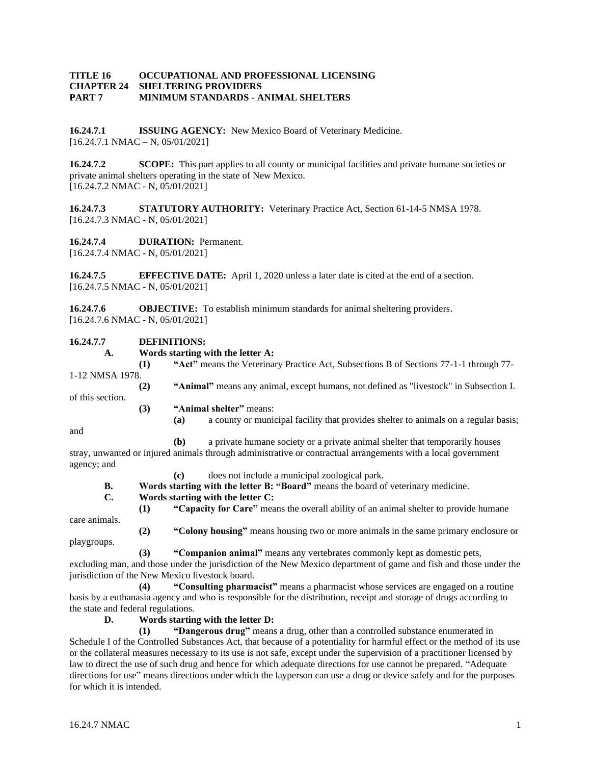**TITLE 16 OCCUPATIONAL AND PROFESSIONAL LICENSING**
**CHAPTER 24 SHELTERING PROVIDERS**
**PART 7 MINIMUM STANDARDS - ANIMAL SHELTERS**

**16.24.7.1 ISSUING AGENCY:** New Mexico Board of Veterinary Medicine.
[16.24.7.1 NMAC – N, 05/01/2021]

**16.24.7.2 SCOPE:** This part applies to all county or municipal facilities and private humane societies or private animal shelters operating in the state of New Mexico.
[16.24.7.2 NMAC - N, 05/01/2021]

**16.24.7.3 STATUTORY AUTHORITY:** Veterinary Practice Act, Section 61-14-5 NMSA 1978.
[16.24.7.3 NMAC - N, 05/01/2021]

**16.24.7.4 DURATION:** Permanent.
[16.24.7.4 NMAC - N, 05/01/2021]

**16.24.7.5 EFFECTIVE DATE:** April 1, 2020 unless a later date is cited at the end of a section.
[16.24.7.5 NMAC - N, 05/01/2021]

**16.24.7.6 OBJECTIVE:** To establish minimum standards for animal sheltering providers.
[16.24.7.6 NMAC - N, 05/01/2021]

**16.24.7.7 DEFINITIONS:**

**A. Words starting with the letter A:**

**(1) "Act"** means the Veterinary Practice Act, Subsections B of Sections 77-1-1 through 77-1-12 NMSA 1978.

**(2) "Animal"** means any animal, except humans, not defined as "livestock" in Subsection L of this section.

**(3) "Animal shelter"** means:

**(a)** a county or municipal facility that provides shelter to animals on a regular basis; and

**(b)** a private humane society or a private animal shelter that temporarily houses stray, unwanted or injured animals through administrative or contractual arrangements with a local government agency; and

**(c)** does not include a municipal zoological park.

**B. Words starting with the letter B: "Board"** means the board of veterinary medicine.

**C. Words starting with the letter C:**

**(1) "Capacity for Care"** means the overall ability of an animal shelter to provide humane care animals.

**(2) "Colony housing"** means housing two or more animals in the same primary enclosure or playgroups.

**(3) "Companion animal"** means any vertebrates commonly kept as domestic pets, excluding man, and those under the jurisdiction of the New Mexico department of game and fish and those under the jurisdiction of the New Mexico livestock board.

**(4) "Consulting pharmacist"** means a pharmacist whose services are engaged on a routine basis by a euthanasia agency and who is responsible for the distribution, receipt and storage of drugs according to the state and federal regulations.

**D. Words starting with the letter D:**

**(1) "Dangerous drug"** means a drug, other than a controlled substance enumerated in Schedule I of the Controlled Substances Act, that because of a potentiality for harmful effect or the method of its use or the collateral measures necessary to its use is not safe, except under the supervision of a practitioner licensed by law to direct the use of such drug and hence for which adequate directions for use cannot be prepared. "Adequate directions for use" means directions under which the layperson can use a drug or device safely and for the purposes for which it is intended.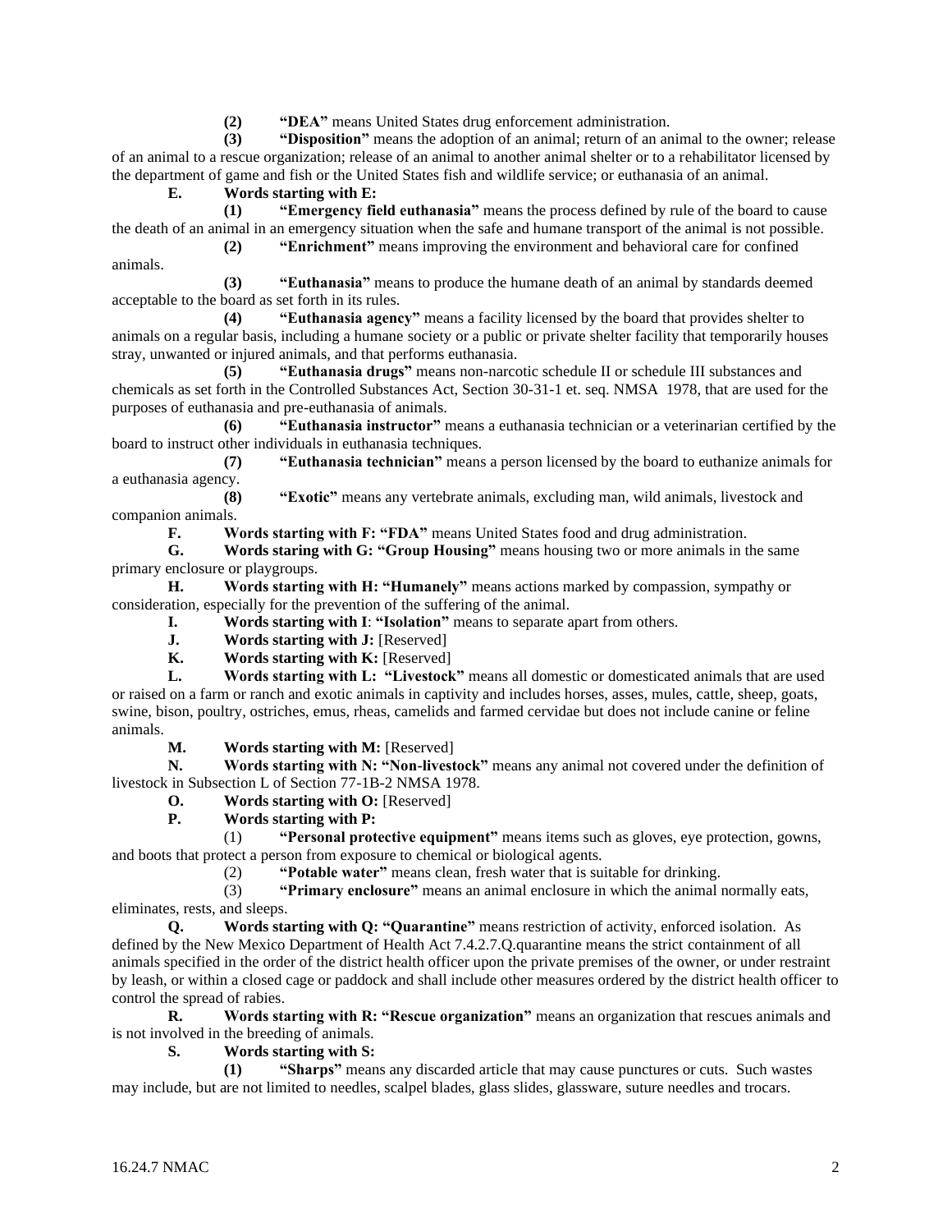**(2) "DEA"** means United States drug enforcement administration.

**(3) "Disposition"** means the adoption of an animal; return of an animal to the owner; release of an animal to a rescue organization; release of an animal to another animal shelter or to a rehabilitator licensed by the department of game and fish or the United States fish and wildlife service; or euthanasia of an animal.

**E. Words starting with E:**

**(1) "Emergency field euthanasia"** means the process defined by rule of the board to cause the death of an animal in an emergency situation when the safe and humane transport of the animal is not possible.

**(2) "Enrichment"** means improving the environment and behavioral care for confined animals.

**(3) "Euthanasia"** means to produce the humane death of an animal by standards deemed acceptable to the board as set forth in its rules.

**(4) "Euthanasia agency"** means a facility licensed by the board that provides shelter to animals on a regular basis, including a humane society or a public or private shelter facility that temporarily houses stray, unwanted or injured animals, and that performs euthanasia.

**(5) "Euthanasia drugs"** means non-narcotic schedule II or schedule III substances and chemicals as set forth in the Controlled Substances Act, Section 30-31-1 et. seq. NMSA 1978, that are used for the purposes of euthanasia and pre-euthanasia of animals.

**(6) "Euthanasia instructor"** means a euthanasia technician or a veterinarian certified by the board to instruct other individuals in euthanasia techniques.

**(7) "Euthanasia technician"** means a person licensed by the board to euthanize animals for a euthanasia agency.

**(8) "Exotic"** means any vertebrate animals, excluding man, wild animals, livestock and companion animals.

**F. Words starting with F: "FDA"** means United States food and drug administration.

**G. Words staring with G: "Group Housing"** means housing two or more animals in the same primary enclosure or playgroups.

**H. Words starting with H: "Humanely"** means actions marked by compassion, sympathy or consideration, especially for the prevention of the suffering of the animal.

**I. Words starting with I**: **"Isolation"** means to separate apart from others.

**J. Words starting with J:** [Reserved]

**K. Words starting with K:** [Reserved]

**L. Words starting with L: "Livestock"** means all domestic or domesticated animals that are used or raised on a farm or ranch and exotic animals in captivity and includes horses, asses, mules, cattle, sheep, goats, swine, bison, poultry, ostriches, emus, rheas, camelids and farmed cervidae but does not include canine or feline animals.

**M. Words starting with M:** [Reserved]

**N. Words starting with N: "Non-livestock"** means any animal not covered under the definition of livestock in Subsection L of Section 77-1B-2 NMSA 1978.

**O. Words starting with O:** [Reserved]

**P. Words starting with P:**

(1) **"Personal protective equipment"** means items such as gloves, eye protection, gowns, and boots that protect a person from exposure to chemical or biological agents.

(2) **"Potable water"** means clean, fresh water that is suitable for drinking.

(3) **"Primary enclosure"** means an animal enclosure in which the animal normally eats, eliminates, rests, and sleeps.

**Q. Words starting with Q: "Quarantine"** means restriction of activity, enforced isolation. As defined by the New Mexico Department of Health Act 7.4.2.7.Q.quarantine means the strict containment of all animals specified in the order of the district health officer upon the private premises of the owner, or under restraint by leash, or within a closed cage or paddock and shall include other measures ordered by the district health officer to control the spread of rabies.

**R. Words starting with R: "Rescue organization"** means an organization that rescues animals and is not involved in the breeding of animals.

**S. Words starting with S:**

**(1) "Sharps"** means any discarded article that may cause punctures or cuts. Such wastes may include, but are not limited to needles, scalpel blades, glass slides, glassware, suture needles and trocars.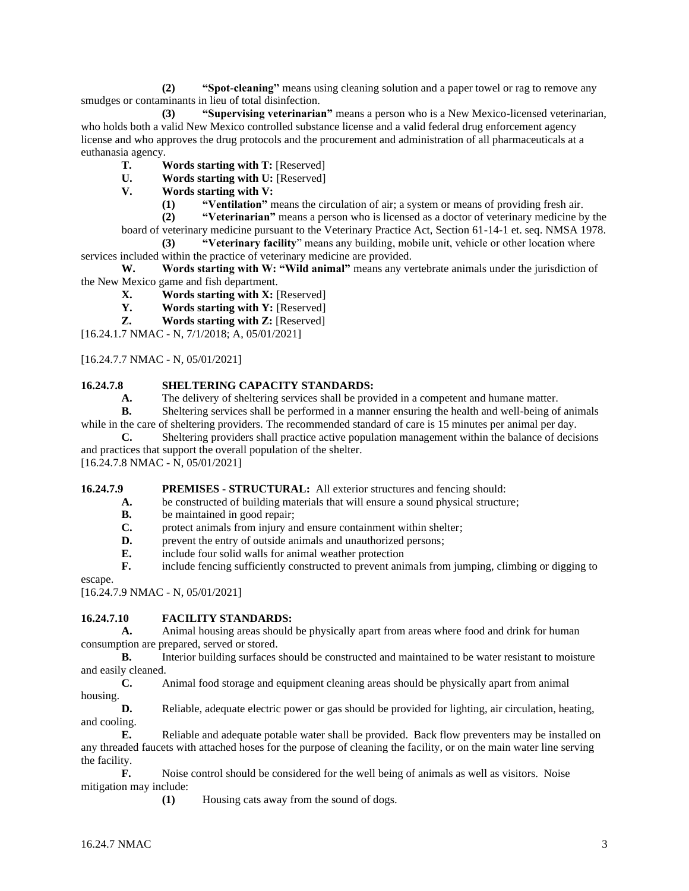**(2)** **"Spot-cleaning"** means using cleaning solution and a paper towel or rag to remove any smudges or contaminants in lieu of total disinfection.

**(3)** **"Supervising veterinarian"** means a person who is a New Mexico-licensed veterinarian, who holds both a valid New Mexico controlled substance license and a valid federal drug enforcement agency license and who approves the drug protocols and the procurement and administration of all pharmaceuticals at a euthanasia agency.

**T.** **Words starting with T:** [Reserved]

**U.** **Words starting with U:** [Reserved]

**V.** **Words starting with V:**

**(1)** **"Ventilation"** means the circulation of air; a system or means of providing fresh air.

**(2)** **"Veterinarian"** means a person who is licensed as a doctor of veterinary medicine by the board of veterinary medicine pursuant to the Veterinary Practice Act, Section 61-14-1 et. seq. NMSA 1978.

**(3)** **"Veterinary facility"** means any building, mobile unit, vehicle or other location where services included within the practice of veterinary medicine are provided.

**W.** **Words starting with W: "Wild animal"** means any vertebrate animals under the jurisdiction of the New Mexico game and fish department.

**X.** **Words starting with X:** [Reserved]

**Y.** **Words starting with Y:** [Reserved]

**Z.** **Words starting with Z:** [Reserved]

[16.24.1.7 NMAC - N, 7/1/2018; A, 05/01/2021]

[16.24.7.7 NMAC - N, 05/01/2021]

**16.24.7.8 SHELTERING CAPACITY STANDARDS:**

**A.** The delivery of sheltering services shall be provided in a competent and humane matter.

**B.** Sheltering services shall be performed in a manner ensuring the health and well-being of animals while in the care of sheltering providers. The recommended standard of care is 15 minutes per animal per day.

**C.** Sheltering providers shall practice active population management within the balance of decisions and practices that support the overall population of the shelter.

[16.24.7.8 NMAC - N, 05/01/2021]

**16.24.7.9 PREMISES - STRUCTURAL:** All exterior structures and fencing should:

**A.** be constructed of building materials that will ensure a sound physical structure;

**B.** be maintained in good repair;

**C.** protect animals from injury and ensure containment within shelter;

**D.** prevent the entry of outside animals and unauthorized persons;

**E.** include four solid walls for animal weather protection

**F.** include fencing sufficiently constructed to prevent animals from jumping, climbing or digging to escape.

[16.24.7.9 NMAC - N, 05/01/2021]

**16.24.7.10 FACILITY STANDARDS:**

**A.** Animal housing areas should be physically apart from areas where food and drink for human consumption are prepared, served or stored.

**B.** Interior building surfaces should be constructed and maintained to be water resistant to moisture and easily cleaned.

**C.** Animal food storage and equipment cleaning areas should be physically apart from animal housing.

**D.** Reliable, adequate electric power or gas should be provided for lighting, air circulation, heating, and cooling.

**E.** Reliable and adequate potable water shall be provided. Back flow preventers may be installed on any threaded faucets with attached hoses for the purpose of cleaning the facility, or on the main water line serving the facility.

**F.** Noise control should be considered for the well being of animals as well as visitors. Noise mitigation may include:

**(1)** Housing cats away from the sound of dogs.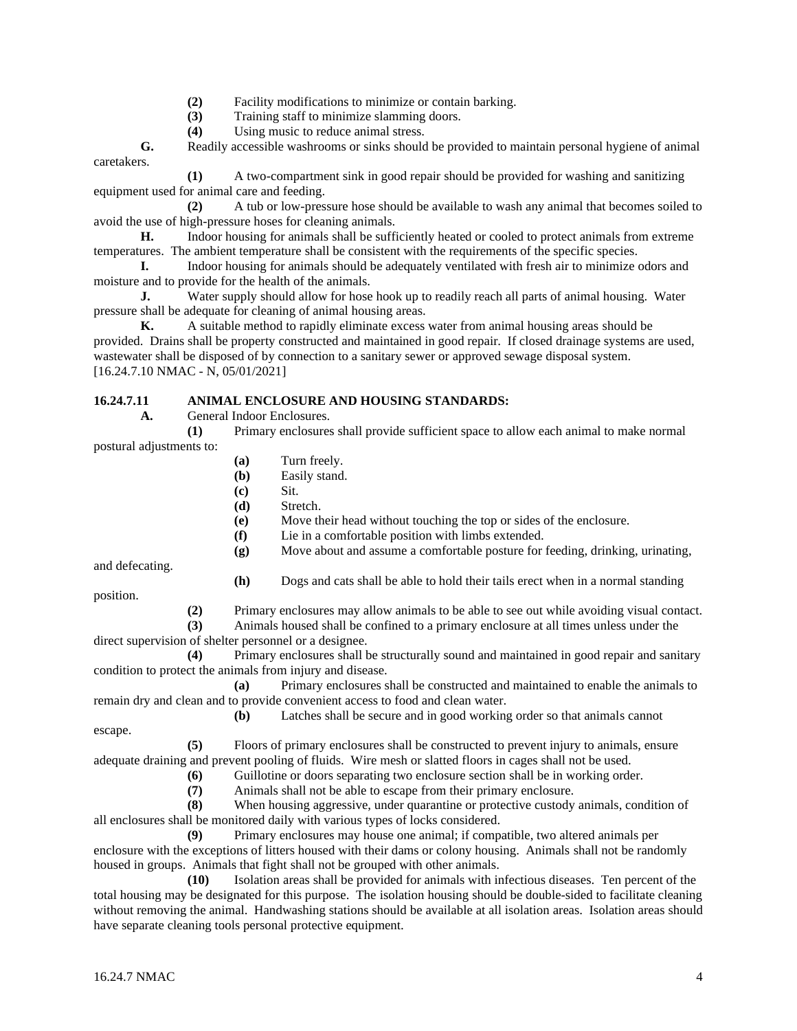**(2)** Facility modifications to minimize or contain barking.

**(3)** Training staff to minimize slamming doors.

**(4)** Using music to reduce animal stress.

**G.** Readily accessible washrooms or sinks should be provided to maintain personal hygiene of animal caretakers.

**(1)** A two-compartment sink in good repair should be provided for washing and sanitizing equipment used for animal care and feeding.

**(2)** A tub or low-pressure hose should be available to wash any animal that becomes soiled to avoid the use of high-pressure hoses for cleaning animals.

**H.** Indoor housing for animals shall be sufficiently heated or cooled to protect animals from extreme temperatures. The ambient temperature shall be consistent with the requirements of the specific species.

**I.** Indoor housing for animals should be adequately ventilated with fresh air to minimize odors and moisture and to provide for the health of the animals.

**J.** Water supply should allow for hose hook up to readily reach all parts of animal housing. Water pressure shall be adequate for cleaning of animal housing areas.

**K.** A suitable method to rapidly eliminate excess water from animal housing areas should be provided. Drains shall be property constructed and maintained in good repair. If closed drainage systems are used, wastewater shall be disposed of by connection to a sanitary sewer or approved sewage disposal system.
[16.24.7.10 NMAC - N, 05/01/2021]

**16.24.7.11 ANIMAL ENCLOSURE AND HOUSING STANDARDS:**

**A.** General Indoor Enclosures.

**(1)** Primary enclosures shall provide sufficient space to allow each animal to make normal postural adjustments to:

**(a)** Turn freely.

**(b)** Easily stand.

**(c)** Sit.

**(d)** Stretch.

**(e)** Move their head without touching the top or sides of the enclosure.

**(f)** Lie in a comfortable position with limbs extended.

**(g)** Move about and assume a comfortable posture for feeding, drinking, urinating, and defecating.

**(h)** Dogs and cats shall be able to hold their tails erect when in a normal standing position.

**(2)** Primary enclosures may allow animals to be able to see out while avoiding visual contact.

**(3)** Animals housed shall be confined to a primary enclosure at all times unless under the direct supervision of shelter personnel or a designee.

**(4)** Primary enclosures shall be structurally sound and maintained in good repair and sanitary condition to protect the animals from injury and disease.

**(a)** Primary enclosures shall be constructed and maintained to enable the animals to remain dry and clean and to provide convenient access to food and clean water.

**(b)** Latches shall be secure and in good working order so that animals cannot escape.

**(5)** Floors of primary enclosures shall be constructed to prevent injury to animals, ensure adequate draining and prevent pooling of fluids. Wire mesh or slatted floors in cages shall not be used.

**(6)** Guillotine or doors separating two enclosure section shall be in working order.

**(7)** Animals shall not be able to escape from their primary enclosure.

**(8)** When housing aggressive, under quarantine or protective custody animals, condition of all enclosures shall be monitored daily with various types of locks considered.

**(9)** Primary enclosures may house one animal; if compatible, two altered animals per enclosure with the exceptions of litters housed with their dams or colony housing. Animals shall not be randomly housed in groups. Animals that fight shall not be grouped with other animals.

**(10)** Isolation areas shall be provided for animals with infectious diseases. Ten percent of the total housing may be designated for this purpose. The isolation housing should be double-sided to facilitate cleaning without removing the animal. Handwashing stations should be available at all isolation areas. Isolation areas should have separate cleaning tools personal protective equipment.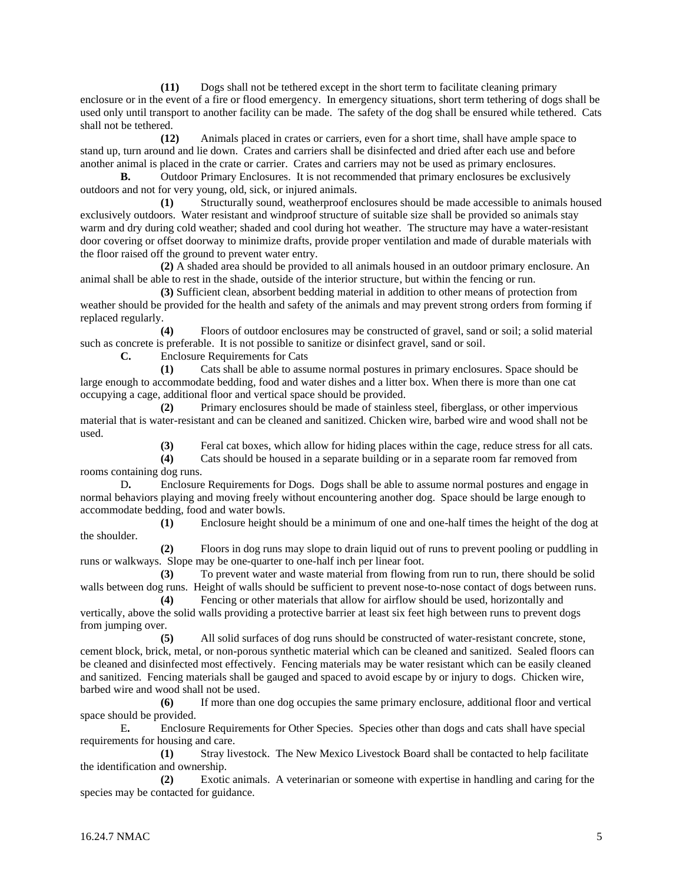**(11)** Dogs shall not be tethered except in the short term to facilitate cleaning primary enclosure or in the event of a fire or flood emergency. In emergency situations, short term tethering of dogs shall be used only until transport to another facility can be made. The safety of the dog shall be ensured while tethered. Cats shall not be tethered.

**(12)** Animals placed in crates or carriers, even for a short time, shall have ample space to stand up, turn around and lie down. Crates and carriers shall be disinfected and dried after each use and before another animal is placed in the crate or carrier. Crates and carriers may not be used as primary enclosures.

**B.** Outdoor Primary Enclosures. It is not recommended that primary enclosures be exclusively outdoors and not for very young, old, sick, or injured animals.

**(1)** Structurally sound, weatherproof enclosures should be made accessible to animals housed exclusively outdoors. Water resistant and windproof structure of suitable size shall be provided so animals stay warm and dry during cold weather; shaded and cool during hot weather. The structure may have a water-resistant door covering or offset doorway to minimize drafts, provide proper ventilation and made of durable materials with the floor raised off the ground to prevent water entry.

**(2)** A shaded area should be provided to all animals housed in an outdoor primary enclosure. An animal shall be able to rest in the shade, outside of the interior structure, but within the fencing or run.

**(3)** Sufficient clean, absorbent bedding material in addition to other means of protection from weather should be provided for the health and safety of the animals and may prevent strong orders from forming if replaced regularly.

**(4)** Floors of outdoor enclosures may be constructed of gravel, sand or soil; a solid material such as concrete is preferable. It is not possible to sanitize or disinfect gravel, sand or soil.

**C.** Enclosure Requirements for Cats

**(1)** Cats shall be able to assume normal postures in primary enclosures. Space should be large enough to accommodate bedding, food and water dishes and a litter box. When there is more than one cat occupying a cage, additional floor and vertical space should be provided.

**(2)** Primary enclosures should be made of stainless steel, fiberglass, or other impervious material that is water-resistant and can be cleaned and sanitized. Chicken wire, barbed wire and wood shall not be used.

**(3)** Feral cat boxes, which allow for hiding places within the cage, reduce stress for all cats.

**(4)** Cats should be housed in a separate building or in a separate room far removed from rooms containing dog runs.

D**.** Enclosure Requirements for Dogs. Dogs shall be able to assume normal postures and engage in normal behaviors playing and moving freely without encountering another dog. Space should be large enough to accommodate bedding, food and water bowls.

**(1)** Enclosure height should be a minimum of one and one-half times the height of the dog at the shoulder.

**(2)** Floors in dog runs may slope to drain liquid out of runs to prevent pooling or puddling in runs or walkways. Slope may be one-quarter to one-half inch per linear foot.

**(3)** To prevent water and waste material from flowing from run to run, there should be solid walls between dog runs. Height of walls should be sufficient to prevent nose-to-nose contact of dogs between runs.

**(4)** Fencing or other materials that allow for airflow should be used, horizontally and vertically, above the solid walls providing a protective barrier at least six feet high between runs to prevent dogs from jumping over.

**(5)** All solid surfaces of dog runs should be constructed of water-resistant concrete, stone, cement block, brick, metal, or non-porous synthetic material which can be cleaned and sanitized. Sealed floors can be cleaned and disinfected most effectively. Fencing materials may be water resistant which can be easily cleaned and sanitized. Fencing materials shall be gauged and spaced to avoid escape by or injury to dogs. Chicken wire, barbed wire and wood shall not be used.

**(6)** If more than one dog occupies the same primary enclosure, additional floor and vertical space should be provided.

E**.** Enclosure Requirements for Other Species. Species other than dogs and cats shall have special requirements for housing and care.

**(1)** Stray livestock. The New Mexico Livestock Board shall be contacted to help facilitate the identification and ownership.

**(2)** Exotic animals. A veterinarian or someone with expertise in handling and caring for the species may be contacted for guidance.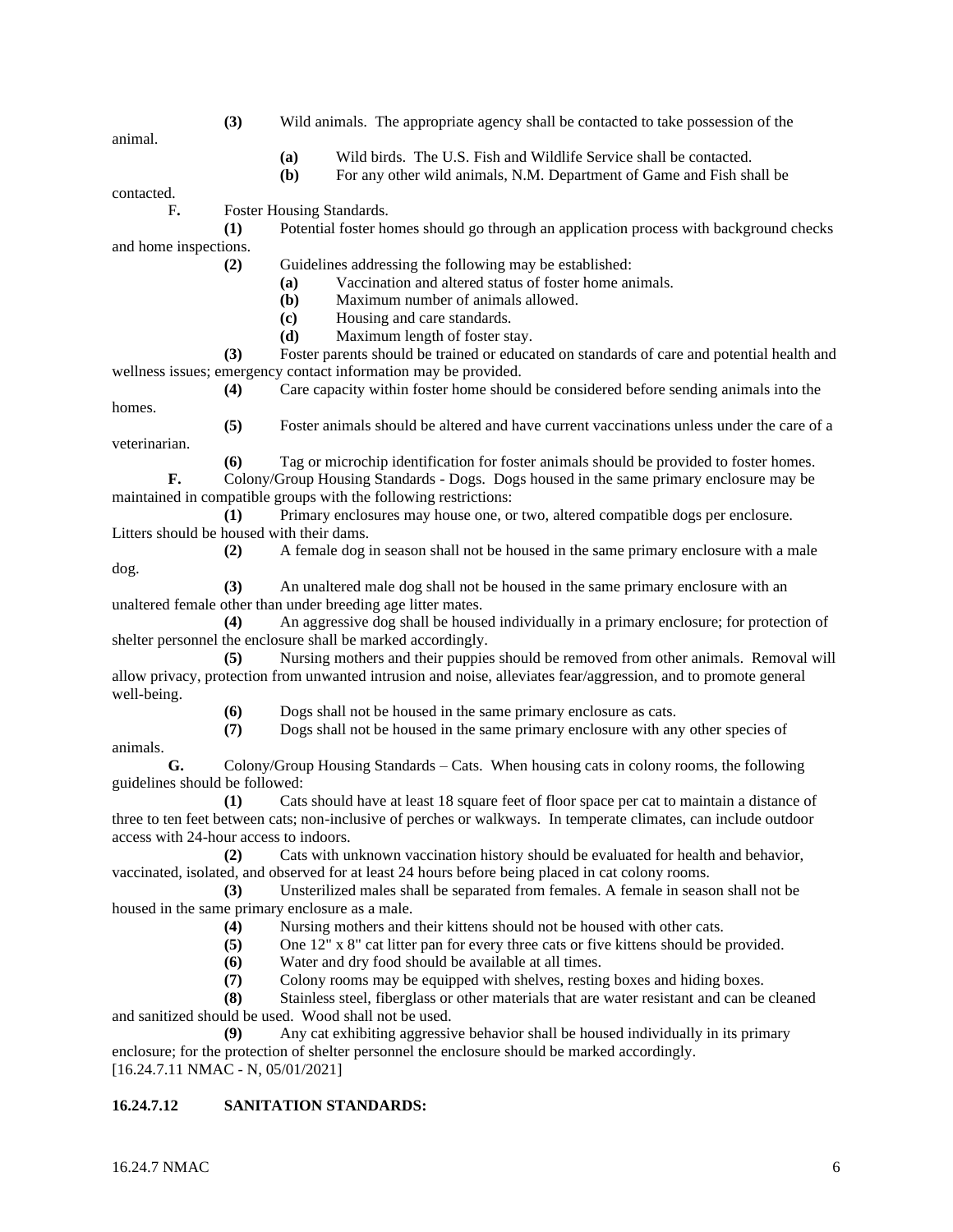**(3)** Wild animals. The appropriate agency shall be contacted to take possession of the animal.

**(a)** Wild birds. The U.S. Fish and Wildlife Service shall be contacted.

**(b)** For any other wild animals, N.M. Department of Game and Fish shall be contacted.

F**.** Foster Housing Standards.

**(1)** Potential foster homes should go through an application process with background checks and home inspections.

**(2)** Guidelines addressing the following may be established:

**(a)** Vaccination and altered status of foster home animals.

**(b)** Maximum number of animals allowed.

**(c)** Housing and care standards.

**(d)** Maximum length of foster stay.

**(3)** Foster parents should be trained or educated on standards of care and potential health and wellness issues; emergency contact information may be provided.

**(4)** Care capacity within foster home should be considered before sending animals into the homes.

**(5)** Foster animals should be altered and have current vaccinations unless under the care of a veterinarian.

**(6)** Tag or microchip identification for foster animals should be provided to foster homes.

**F.** Colony/Group Housing Standards - Dogs. Dogs housed in the same primary enclosure may be maintained in compatible groups with the following restrictions:

**(1)** Primary enclosures may house one, or two, altered compatible dogs per enclosure. Litters should be housed with their dams.

**(2)** A female dog in season shall not be housed in the same primary enclosure with a male dog.

**(3)** An unaltered male dog shall not be housed in the same primary enclosure with an unaltered female other than under breeding age litter mates.

**(4)** An aggressive dog shall be housed individually in a primary enclosure; for protection of shelter personnel the enclosure shall be marked accordingly.

**(5)** Nursing mothers and their puppies should be removed from other animals. Removal will allow privacy, protection from unwanted intrusion and noise, alleviates fear/aggression, and to promote general well-being.

**(6)** Dogs shall not be housed in the same primary enclosure as cats.

**(7)** Dogs shall not be housed in the same primary enclosure with any other species of animals.

**G.** Colony/Group Housing Standards – Cats. When housing cats in colony rooms, the following guidelines should be followed:

**(1)** Cats should have at least 18 square feet of floor space per cat to maintain a distance of three to ten feet between cats; non-inclusive of perches or walkways. In temperate climates, can include outdoor access with 24-hour access to indoors.

**(2)** Cats with unknown vaccination history should be evaluated for health and behavior, vaccinated, isolated, and observed for at least 24 hours before being placed in cat colony rooms.

**(3)** Unsterilized males shall be separated from females. A female in season shall not be housed in the same primary enclosure as a male.

**(4)** Nursing mothers and their kittens should not be housed with other cats.

**(5)** One 12" x 8" cat litter pan for every three cats or five kittens should be provided.

**(6)** Water and dry food should be available at all times.

**(7)** Colony rooms may be equipped with shelves, resting boxes and hiding boxes.

**(8)** Stainless steel, fiberglass or other materials that are water resistant and can be cleaned and sanitized should be used. Wood shall not be used.

**(9)** Any cat exhibiting aggressive behavior shall be housed individually in its primary enclosure; for the protection of shelter personnel the enclosure should be marked accordingly.

[16.24.7.11 NMAC - N, 05/01/2021]

**16.24.7.12 SANITATION STANDARDS:**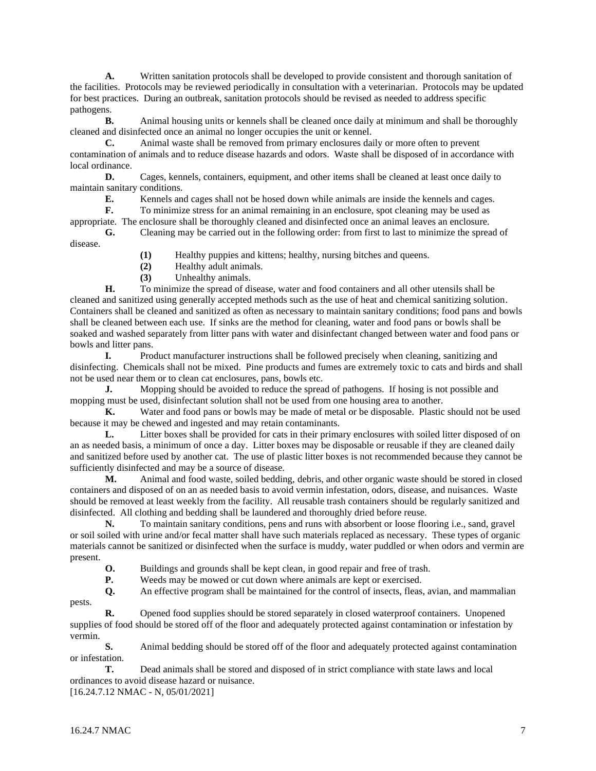**A.** Written sanitation protocols shall be developed to provide consistent and thorough sanitation of the facilities. Protocols may be reviewed periodically in consultation with a veterinarian. Protocols may be updated for best practices. During an outbreak, sanitation protocols should be revised as needed to address specific pathogens.

**B.** Animal housing units or kennels shall be cleaned once daily at minimum and shall be thoroughly cleaned and disinfected once an animal no longer occupies the unit or kennel.

**C.** Animal waste shall be removed from primary enclosures daily or more often to prevent contamination of animals and to reduce disease hazards and odors. Waste shall be disposed of in accordance with local ordinance.

**D.** Cages, kennels, containers, equipment, and other items shall be cleaned at least once daily to maintain sanitary conditions.

**E.** Kennels and cages shall not be hosed down while animals are inside the kennels and cages.

**F.** To minimize stress for an animal remaining in an enclosure, spot cleaning may be used as appropriate. The enclosure shall be thoroughly cleaned and disinfected once an animal leaves an enclosure.

**G.** Cleaning may be carried out in the following order: from first to last to minimize the spread of disease.

**(1)** Healthy puppies and kittens; healthy, nursing bitches and queens.

**(2)** Healthy adult animals.

**(3)** Unhealthy animals.

**H.** To minimize the spread of disease, water and food containers and all other utensils shall be cleaned and sanitized using generally accepted methods such as the use of heat and chemical sanitizing solution. Containers shall be cleaned and sanitized as often as necessary to maintain sanitary conditions; food pans and bowls shall be cleaned between each use. If sinks are the method for cleaning, water and food pans or bowls shall be soaked and washed separately from litter pans with water and disinfectant changed between water and food pans or bowls and litter pans.

**I.** Product manufacturer instructions shall be followed precisely when cleaning, sanitizing and disinfecting. Chemicals shall not be mixed. Pine products and fumes are extremely toxic to cats and birds and shall not be used near them or to clean cat enclosures, pans, bowls etc.

**J.** Mopping should be avoided to reduce the spread of pathogens. If hosing is not possible and mopping must be used, disinfectant solution shall not be used from one housing area to another.

**K.** Water and food pans or bowls may be made of metal or be disposable. Plastic should not be used because it may be chewed and ingested and may retain contaminants.

**L.** Litter boxes shall be provided for cats in their primary enclosures with soiled litter disposed of on an as needed basis, a minimum of once a day. Litter boxes may be disposable or reusable if they are cleaned daily and sanitized before used by another cat. The use of plastic litter boxes is not recommended because they cannot be sufficiently disinfected and may be a source of disease.

**M.** Animal and food waste, soiled bedding, debris, and other organic waste should be stored in closed containers and disposed of on an as needed basis to avoid vermin infestation, odors, disease, and nuisances. Waste should be removed at least weekly from the facility. All reusable trash containers should be regularly sanitized and disinfected. All clothing and bedding shall be laundered and thoroughly dried before reuse.

**N.** To maintain sanitary conditions, pens and runs with absorbent or loose flooring i.e., sand, gravel or soil soiled with urine and/or fecal matter shall have such materials replaced as necessary. These types of organic materials cannot be sanitized or disinfected when the surface is muddy, water puddled or when odors and vermin are present.

**O.** Buildings and grounds shall be kept clean, in good repair and free of trash.

**P.** Weeds may be mowed or cut down where animals are kept or exercised.

**Q.** An effective program shall be maintained for the control of insects, fleas, avian, and mammalian pests.

**R.** Opened food supplies should be stored separately in closed waterproof containers. Unopened supplies of food should be stored off of the floor and adequately protected against contamination or infestation by vermin.

**S.** Animal bedding should be stored off of the floor and adequately protected against contamination or infestation.

**T.** Dead animals shall be stored and disposed of in strict compliance with state laws and local ordinances to avoid disease hazard or nuisance.

[16.24.7.12 NMAC - N, 05/01/2021]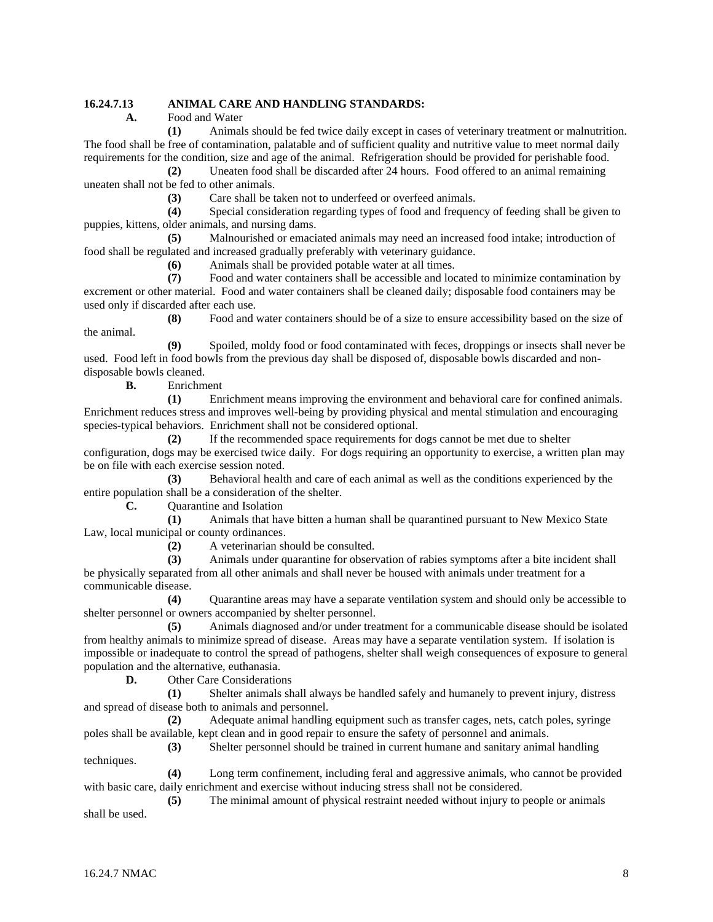**16.24.7.13 ANIMAL CARE AND HANDLING STANDARDS:**

**A.** Food and Water

**(1)** Animals should be fed twice daily except in cases of veterinary treatment or malnutrition. The food shall be free of contamination, palatable and of sufficient quality and nutritive value to meet normal daily requirements for the condition, size and age of the animal. Refrigeration should be provided for perishable food.

**(2)** Uneaten food shall be discarded after 24 hours. Food offered to an animal remaining uneaten shall not be fed to other animals.

**(3)** Care shall be taken not to underfeed or overfeed animals.

**(4)** Special consideration regarding types of food and frequency of feeding shall be given to puppies, kittens, older animals, and nursing dams.

**(5)** Malnourished or emaciated animals may need an increased food intake; introduction of food shall be regulated and increased gradually preferably with veterinary guidance.

**(6)** Animals shall be provided potable water at all times.

**(7)** Food and water containers shall be accessible and located to minimize contamination by excrement or other material. Food and water containers shall be cleaned daily; disposable food containers may be used only if discarded after each use.

**(8)** Food and water containers should be of a size to ensure accessibility based on the size of the animal.

**(9)** Spoiled, moldy food or food contaminated with feces, droppings or insects shall never be used. Food left in food bowls from the previous day shall be disposed of, disposable bowls discarded and non-disposable bowls cleaned.

**B.** Enrichment

**(1)** Enrichment means improving the environment and behavioral care for confined animals. Enrichment reduces stress and improves well-being by providing physical and mental stimulation and encouraging species-typical behaviors. Enrichment shall not be considered optional.

**(2)** If the recommended space requirements for dogs cannot be met due to shelter configuration, dogs may be exercised twice daily. For dogs requiring an opportunity to exercise, a written plan may be on file with each exercise session noted.

**(3)** Behavioral health and care of each animal as well as the conditions experienced by the entire population shall be a consideration of the shelter.

**C.** Quarantine and Isolation

**(1)** Animals that have bitten a human shall be quarantined pursuant to New Mexico State Law, local municipal or county ordinances.

**(2)** A veterinarian should be consulted.

**(3)** Animals under quarantine for observation of rabies symptoms after a bite incident shall be physically separated from all other animals and shall never be housed with animals under treatment for a communicable disease.

**(4)** Quarantine areas may have a separate ventilation system and should only be accessible to shelter personnel or owners accompanied by shelter personnel.

**(5)** Animals diagnosed and/or under treatment for a communicable disease should be isolated from healthy animals to minimize spread of disease. Areas may have a separate ventilation system. If isolation is impossible or inadequate to control the spread of pathogens, shelter shall weigh consequences of exposure to general population and the alternative, euthanasia.

**D.** Other Care Considerations

**(1)** Shelter animals shall always be handled safely and humanely to prevent injury, distress and spread of disease both to animals and personnel.

**(2)** Adequate animal handling equipment such as transfer cages, nets, catch poles, syringe poles shall be available, kept clean and in good repair to ensure the safety of personnel and animals.

**(3)** Shelter personnel should be trained in current humane and sanitary animal handling techniques.

**(4)** Long term confinement, including feral and aggressive animals, who cannot be provided with basic care, daily enrichment and exercise without inducing stress shall not be considered.

**(5)** The minimal amount of physical restraint needed without injury to people or animals shall be used.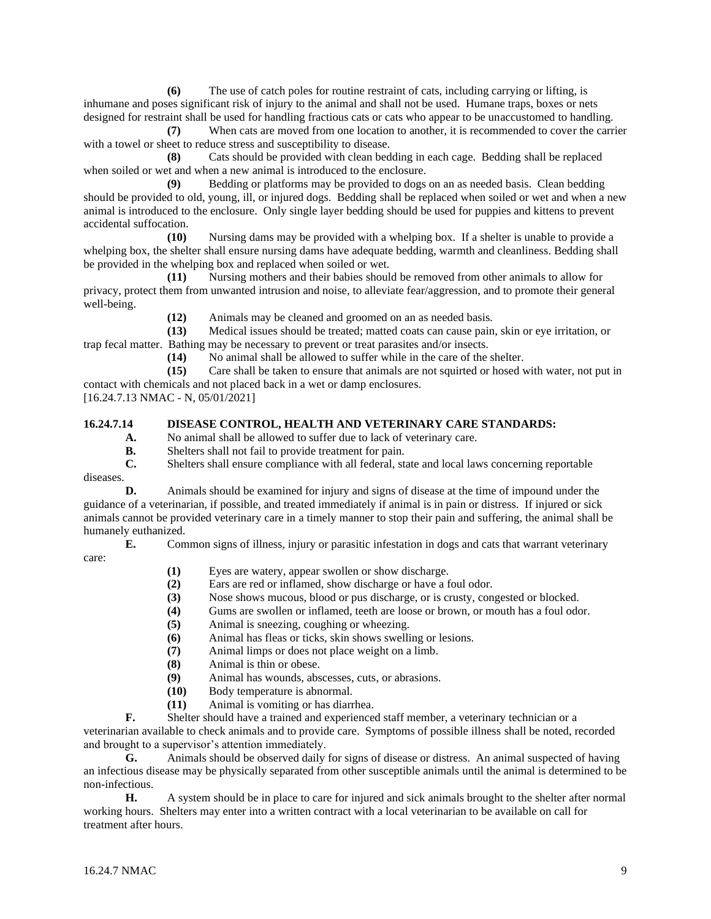**(6)** The use of catch poles for routine restraint of cats, including carrying or lifting, is inhumane and poses significant risk of injury to the animal and shall not be used. Humane traps, boxes or nets designed for restraint shall be used for handling fractious cats or cats who appear to be unaccustomed to handling.

**(7)** When cats are moved from one location to another, it is recommended to cover the carrier with a towel or sheet to reduce stress and susceptibility to disease.

**(8)** Cats should be provided with clean bedding in each cage. Bedding shall be replaced when soiled or wet and when a new animal is introduced to the enclosure.

**(9)** Bedding or platforms may be provided to dogs on an as needed basis. Clean bedding should be provided to old, young, ill, or injured dogs. Bedding shall be replaced when soiled or wet and when a new animal is introduced to the enclosure. Only single layer bedding should be used for puppies and kittens to prevent accidental suffocation.

**(10)** Nursing dams may be provided with a whelping box. If a shelter is unable to provide a whelping box, the shelter shall ensure nursing dams have adequate bedding, warmth and cleanliness. Bedding shall be provided in the whelping box and replaced when soiled or wet.

**(11)** Nursing mothers and their babies should be removed from other animals to allow for privacy, protect them from unwanted intrusion and noise, to alleviate fear/aggression, and to promote their general well-being.

**(12)** Animals may be cleaned and groomed on an as needed basis.

**(13)** Medical issues should be treated; matted coats can cause pain, skin or eye irritation, or trap fecal matter. Bathing may be necessary to prevent or treat parasites and/or insects.

**(14)** No animal shall be allowed to suffer while in the care of the shelter.

**(15)** Care shall be taken to ensure that animals are not squirted or hosed with water, not put in contact with chemicals and not placed back in a wet or damp enclosures.

[16.24.7.13 NMAC - N, 05/01/2021]

**16.24.7.14 DISEASE CONTROL, HEALTH AND VETERINARY CARE STANDARDS:**

**A.** No animal shall be allowed to suffer due to lack of veterinary care.

**B.** Shelters shall not fail to provide treatment for pain.

**C.** Shelters shall ensure compliance with all federal, state and local laws concerning reportable diseases.

**D.** Animals should be examined for injury and signs of disease at the time of impound under the guidance of a veterinarian, if possible, and treated immediately if animal is in pain or distress. If injured or sick animals cannot be provided veterinary care in a timely manner to stop their pain and suffering, the animal shall be humanely euthanized.

**E.** Common signs of illness, injury or parasitic infestation in dogs and cats that warrant veterinary care:

**(1)** Eyes are watery, appear swollen or show discharge.

**(2)** Ears are red or inflamed, show discharge or have a foul odor.

**(3)** Nose shows mucous, blood or pus discharge, or is crusty, congested or blocked.

**(4)** Gums are swollen or inflamed, teeth are loose or brown, or mouth has a foul odor.

**(5)** Animal is sneezing, coughing or wheezing.

**(6)** Animal has fleas or ticks, skin shows swelling or lesions.

**(7)** Animal limps or does not place weight on a limb.

**(8)** Animal is thin or obese.

**(9)** Animal has wounds, abscesses, cuts, or abrasions.

**(10)** Body temperature is abnormal.

**(11)** Animal is vomiting or has diarrhea.

**F.** Shelter should have a trained and experienced staff member, a veterinary technician or a veterinarian available to check animals and to provide care. Symptoms of possible illness shall be noted, recorded and brought to a supervisor's attention immediately.

**G.** Animals should be observed daily for signs of disease or distress. An animal suspected of having an infectious disease may be physically separated from other susceptible animals until the animal is determined to be non-infectious.

**H.** A system should be in place to care for injured and sick animals brought to the shelter after normal working hours. Shelters may enter into a written contract with a local veterinarian to be available on call for treatment after hours.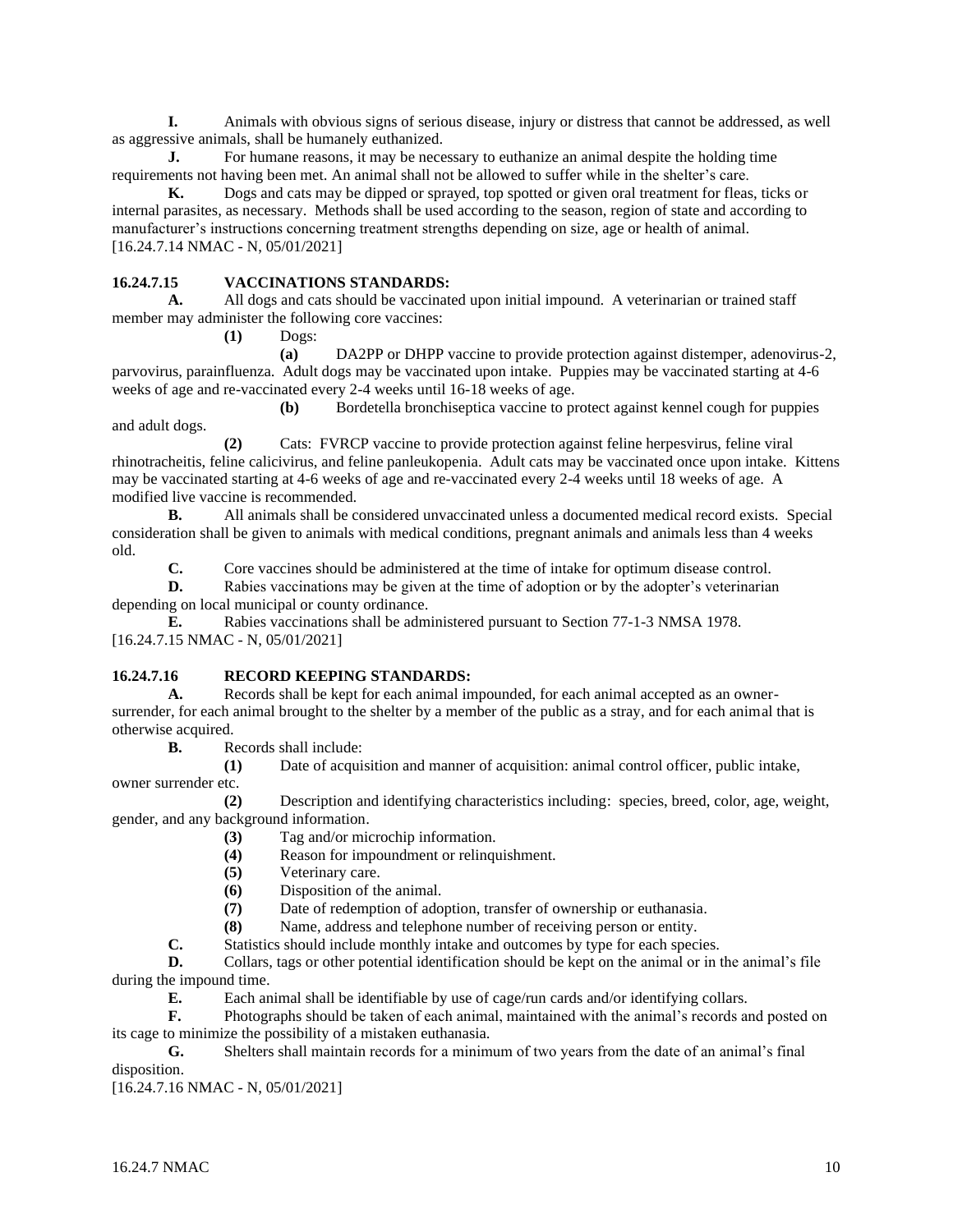**I.** Animals with obvious signs of serious disease, injury or distress that cannot be addressed, as well as aggressive animals, shall be humanely euthanized.

**J.** For humane reasons, it may be necessary to euthanize an animal despite the holding time requirements not having been met. An animal shall not be allowed to suffer while in the shelter's care.

**K.** Dogs and cats may be dipped or sprayed, top spotted or given oral treatment for fleas, ticks or internal parasites, as necessary. Methods shall be used according to the season, region of state and according to manufacturer's instructions concerning treatment strengths depending on size, age or health of animal.

[16.24.7.14 NMAC - N, 05/01/2021]

## 16.24.7.15 VACCINATIONS STANDARDS:

**A.** All dogs and cats should be vaccinated upon initial impound. A veterinarian or trained staff member may administer the following core vaccines:

**(1)** Dogs:

**(a)** DA2PP or DHPP vaccine to provide protection against distemper, adenovirus-2, parvovirus, parainfluenza. Adult dogs may be vaccinated upon intake. Puppies may be vaccinated starting at 4-6 weeks of age and re-vaccinated every 2-4 weeks until 16-18 weeks of age.

**(b)** Bordetella bronchiseptica vaccine to protect against kennel cough for puppies and adult dogs.

**(2)** Cats: FVRCP vaccine to provide protection against feline herpesvirus, feline viral rhinotracheitis, feline calicivirus, and feline panleukopenia. Adult cats may be vaccinated once upon intake. Kittens may be vaccinated starting at 4-6 weeks of age and re-vaccinated every 2-4 weeks until 18 weeks of age. A modified live vaccine is recommended.

**B.** All animals shall be considered unvaccinated unless a documented medical record exists. Special consideration shall be given to animals with medical conditions, pregnant animals and animals less than 4 weeks old.

**C.** Core vaccines should be administered at the time of intake for optimum disease control.

**D.** Rabies vaccinations may be given at the time of adoption or by the adopter's veterinarian depending on local municipal or county ordinance.

**E.** Rabies vaccinations shall be administered pursuant to Section 77-1-3 NMSA 1978.

[16.24.7.15 NMAC - N, 05/01/2021]

## 16.24.7.16 RECORD KEEPING STANDARDS:

**A.** Records shall be kept for each animal impounded, for each animal accepted as an owner-surrender, for each animal brought to the shelter by a member of the public as a stray, and for each animal that is otherwise acquired.

**B.** Records shall include:

**(1)** Date of acquisition and manner of acquisition: animal control officer, public intake, owner surrender etc.

**(2)** Description and identifying characteristics including: species, breed, color, age, weight, gender, and any background information.

**(3)** Tag and/or microchip information.

**(4)** Reason for impoundment or relinquishment.

**(5)** Veterinary care.

**(6)** Disposition of the animal.

**(7)** Date of redemption of adoption, transfer of ownership or euthanasia.

**(8)** Name, address and telephone number of receiving person or entity.

**C.** Statistics should include monthly intake and outcomes by type for each species.

**D.** Collars, tags or other potential identification should be kept on the animal or in the animal's file during the impound time.

**E.** Each animal shall be identifiable by use of cage/run cards and/or identifying collars.

**F.** Photographs should be taken of each animal, maintained with the animal's records and posted on its cage to minimize the possibility of a mistaken euthanasia.

**G.** Shelters shall maintain records for a minimum of two years from the date of an animal's final disposition.

[16.24.7.16 NMAC - N, 05/01/2021]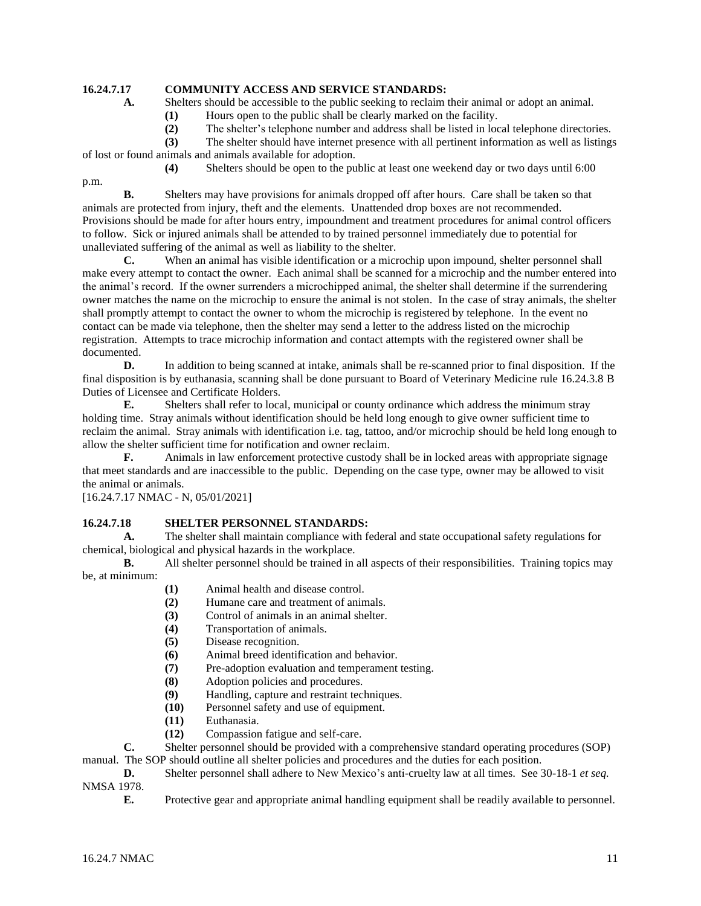**16.24.7.17 COMMUNITY ACCESS AND SERVICE STANDARDS:**

**A.** Shelters should be accessible to the public seeking to reclaim their animal or adopt an animal.

**(1)** Hours open to the public shall be clearly marked on the facility.

**(2)** The shelter's telephone number and address shall be listed in local telephone directories.

**(3)** The shelter should have internet presence with all pertinent information as well as listings of lost or found animals and animals available for adoption.

**(4)** Shelters should be open to the public at least one weekend day or two days until 6:00 p.m.

**B.** Shelters may have provisions for animals dropped off after hours. Care shall be taken so that animals are protected from injury, theft and the elements. Unattended drop boxes are not recommended. Provisions should be made for after hours entry, impoundment and treatment procedures for animal control officers to follow. Sick or injured animals shall be attended to by trained personnel immediately due to potential for unalleviated suffering of the animal as well as liability to the shelter.

**C.** When an animal has visible identification or a microchip upon impound, shelter personnel shall make every attempt to contact the owner. Each animal shall be scanned for a microchip and the number entered into the animal's record. If the owner surrenders a microchipped animal, the shelter shall determine if the surrendering owner matches the name on the microchip to ensure the animal is not stolen. In the case of stray animals, the shelter shall promptly attempt to contact the owner to whom the microchip is registered by telephone. In the event no contact can be made via telephone, then the shelter may send a letter to the address listed on the microchip registration. Attempts to trace microchip information and contact attempts with the registered owner shall be documented.

**D.** In addition to being scanned at intake, animals shall be re-scanned prior to final disposition. If the final disposition is by euthanasia, scanning shall be done pursuant to Board of Veterinary Medicine rule 16.24.3.8 B Duties of Licensee and Certificate Holders.

**E.** Shelters shall refer to local, municipal or county ordinance which address the minimum stray holding time. Stray animals without identification should be held long enough to give owner sufficient time to reclaim the animal. Stray animals with identification i.e. tag, tattoo, and/or microchip should be held long enough to allow the shelter sufficient time for notification and owner reclaim.

**F.** Animals in law enforcement protective custody shall be in locked areas with appropriate signage that meet standards and are inaccessible to the public. Depending on the case type, owner may be allowed to visit the animal or animals.

[16.24.7.17 NMAC - N, 05/01/2021]

**16.24.7.18 SHELTER PERSONNEL STANDARDS:**

**A.** The shelter shall maintain compliance with federal and state occupational safety regulations for chemical, biological and physical hazards in the workplace.

**B.** All shelter personnel should be trained in all aspects of their responsibilities. Training topics may be, at minimum:

**(1)** Animal health and disease control.

**(2)** Humane care and treatment of animals.

**(3)** Control of animals in an animal shelter.

**(4)** Transportation of animals.

**(5)** Disease recognition.

**(6)** Animal breed identification and behavior.

**(7)** Pre-adoption evaluation and temperament testing.

**(8)** Adoption policies and procedures.

**(9)** Handling, capture and restraint techniques.

**(10)** Personnel safety and use of equipment.

**(11)** Euthanasia.

**(12)** Compassion fatigue and self-care.

**C.** Shelter personnel should be provided with a comprehensive standard operating procedures (SOP) manual. The SOP should outline all shelter policies and procedures and the duties for each position.

**D.** Shelter personnel shall adhere to New Mexico's anti-cruelty law at all times. See 30-18-1 *et seq.* NMSA 1978.

**E.** Protective gear and appropriate animal handling equipment shall be readily available to personnel.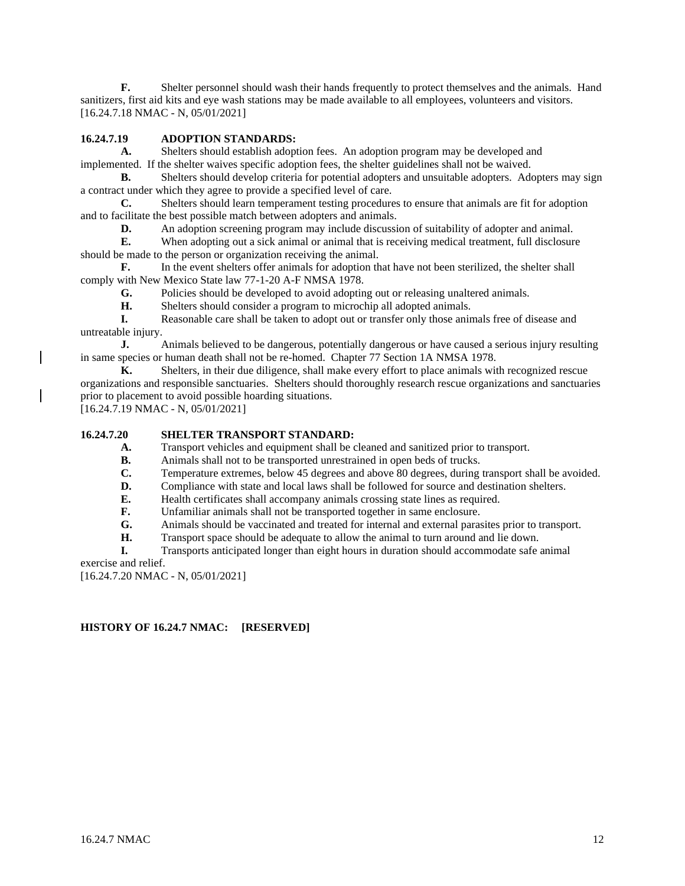**F.** Shelter personnel should wash their hands frequently to protect themselves and the animals. Hand sanitizers, first aid kits and eye wash stations may be made available to all employees, volunteers and visitors.
[16.24.7.18 NMAC - N, 05/01/2021]

**16.24.7.19 ADOPTION STANDARDS:**

**A.** Shelters should establish adoption fees. An adoption program may be developed and implemented. If the shelter waives specific adoption fees, the shelter guidelines shall not be waived.

**B.** Shelters should develop criteria for potential adopters and unsuitable adopters. Adopters may sign a contract under which they agree to provide a specified level of care.

**C.** Shelters should learn temperament testing procedures to ensure that animals are fit for adoption and to facilitate the best possible match between adopters and animals.

**D.** An adoption screening program may include discussion of suitability of adopter and animal.

**E.** When adopting out a sick animal or animal that is receiving medical treatment, full disclosure should be made to the person or organization receiving the animal.

**F.** In the event shelters offer animals for adoption that have not been sterilized, the shelter shall comply with New Mexico State law 77-1-20 A-F NMSA 1978.

**G.** Policies should be developed to avoid adopting out or releasing unaltered animals.

**H.** Shelters should consider a program to microchip all adopted animals.

**I.** Reasonable care shall be taken to adopt out or transfer only those animals free of disease and untreatable injury.

**J.** Animals believed to be dangerous, potentially dangerous or have caused a serious injury resulting in same species or human death shall not be re-homed. Chapter 77 Section 1A NMSA 1978.

**K.** Shelters, in their due diligence, shall make every effort to place animals with recognized rescue organizations and responsible sanctuaries. Shelters should thoroughly research rescue organizations and sanctuaries prior to placement to avoid possible hoarding situations.
[16.24.7.19 NMAC - N, 05/01/2021]

**16.24.7.20 SHELTER TRANSPORT STANDARD:**

**A.** Transport vehicles and equipment shall be cleaned and sanitized prior to transport.

**B.** Animals shall not to be transported unrestrained in open beds of trucks.

**C.** Temperature extremes, below 45 degrees and above 80 degrees, during transport shall be avoided.

**D.** Compliance with state and local laws shall be followed for source and destination shelters.

**E.** Health certificates shall accompany animals crossing state lines as required.

**F.** Unfamiliar animals shall not be transported together in same enclosure.

**G.** Animals should be vaccinated and treated for internal and external parasites prior to transport.

**H.** Transport space should be adequate to allow the animal to turn around and lie down.

**I.** Transports anticipated longer than eight hours in duration should accommodate safe animal exercise and relief.
[16.24.7.20 NMAC - N, 05/01/2021]

**HISTORY OF 16.24.7 NMAC: [RESERVED]**